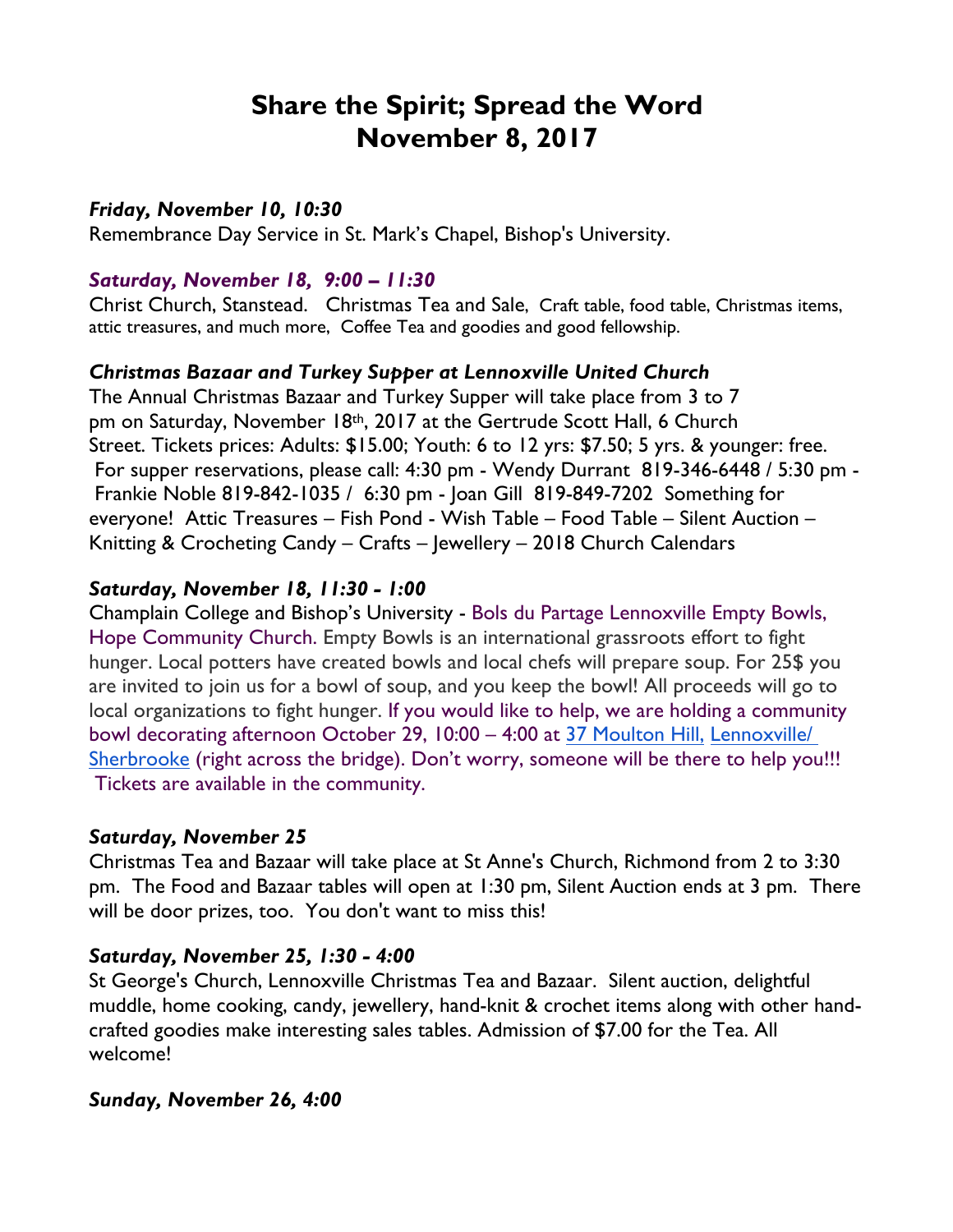# Share the Spirit; Spread the Word
# November 8, 2017

***Friday, November 10, 10:30***

Remembrance Day Service in St. Mark's Chapel, Bishop's University.

***Saturday, November 18, 9:00 – 11:30***

Christ Church, Stanstead. Christmas Tea and Sale, Craft table, food table, Christmas items, attic treasures, and much more, Coffee Tea and goodies and good fellowship.

***Christmas Bazaar and Turkey Supper at Lennoxville United Church***

The Annual Christmas Bazaar and Turkey Supper will take place from 3 to 7 pm on Saturday, November 18th, 2017 at the Gertrude Scott Hall, 6 Church Street. Tickets prices: Adults: $15.00; Youth: 6 to 12 yrs: $7.50; 5 yrs. & younger: free. For supper reservations, please call: 4:30 pm - Wendy Durrant 819-346-6448 / 5:30 pm - Frankie Noble 819-842-1035 / 6:30 pm - Joan Gill 819-849-7202 Something for everyone! Attic Treasures – Fish Pond - Wish Table – Food Table – Silent Auction – Knitting & Crocheting Candy – Crafts – Jewellery – 2018 Church Calendars

***Saturday, November 18, 11:30 - 1:00***

Champlain College and Bishop's University - Bols du Partage Lennoxville Empty Bowls, Hope Community Church. Empty Bowls is an international grassroots effort to fight hunger. Local potters have created bowls and local chefs will prepare soup. For 25$ you are invited to join us for a bowl of soup, and you keep the bowl! All proceeds will go to local organizations to fight hunger. If you would like to help, we are holding a community bowl decorating afternoon October 29, 10:00 – 4:00 at 37 Moulton Hill, Lennoxville/ Sherbrooke (right across the bridge). Don't worry, someone will be there to help you!!! Tickets are available in the community.

***Saturday, November 25***

Christmas Tea and Bazaar will take place at St Anne's Church, Richmond from 2 to 3:30 pm. The Food and Bazaar tables will open at 1:30 pm, Silent Auction ends at 3 pm. There will be door prizes, too. You don't want to miss this!

***Saturday, November 25, 1:30 - 4:00***

St George's Church, Lennoxville Christmas Tea and Bazaar. Silent auction, delightful muddle, home cooking, candy, jewellery, hand-knit & crochet items along with other hand-crafted goodies make interesting sales tables. Admission of $7.00 for the Tea. All welcome!

***Sunday, November 26, 4:00***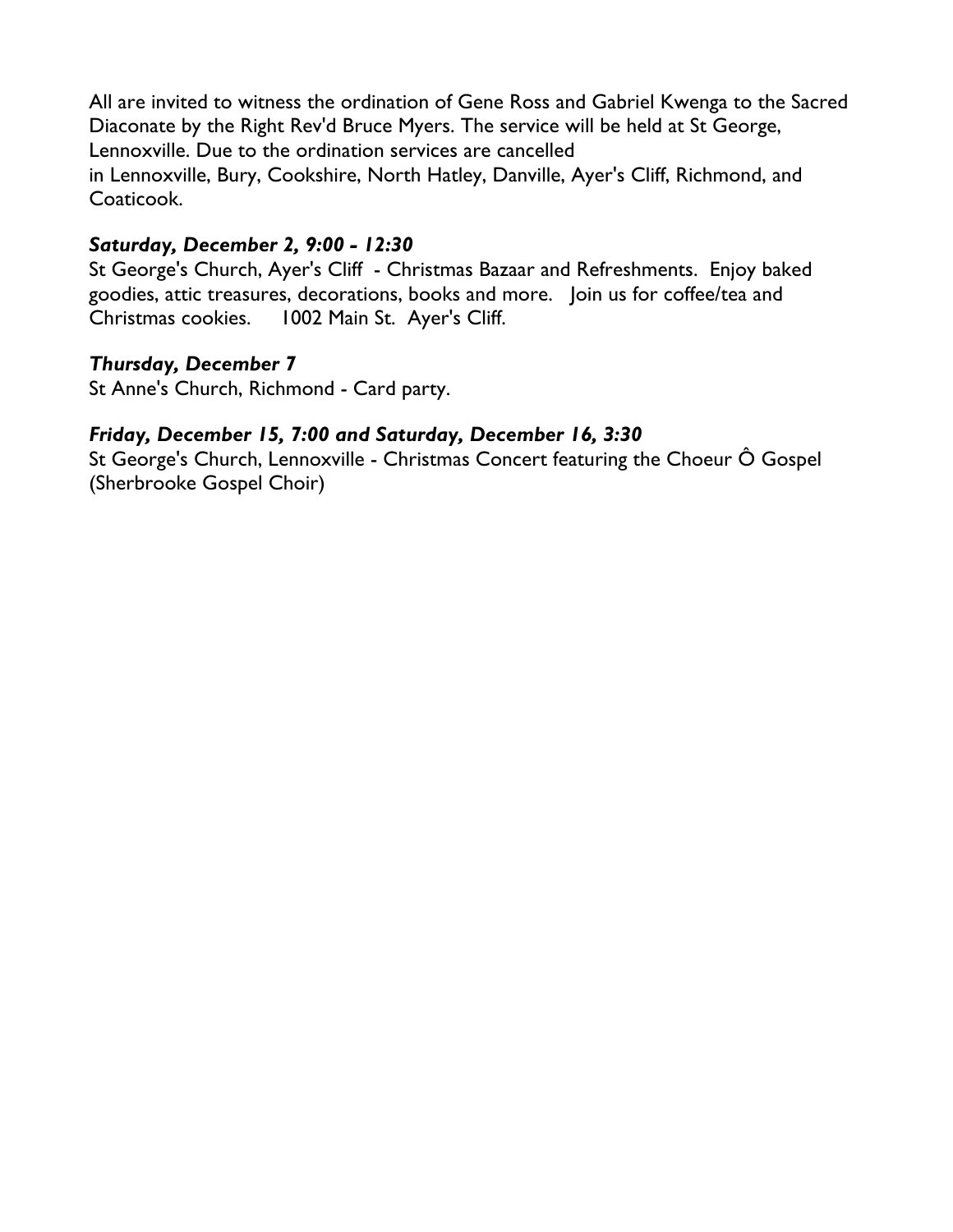All are invited to witness the ordination of Gene Ross and Gabriel Kwenga to the Sacred Diaconate by the Right Rev'd Bruce Myers. The service will be held at St George, Lennoxville. Due to the ordination services are cancelled
in Lennoxville, Bury, Cookshire, North Hatley, Danville, Ayer's Cliff, Richmond, and Coaticook.

***Saturday, December 2, 9:00 - 12:30***

St George's Church, Ayer's Cliff - Christmas Bazaar and Refreshments. Enjoy baked goodies, attic treasures, decorations, books and more. Join us for coffee/tea and Christmas cookies. 1002 Main St. Ayer's Cliff.

***Thursday, December 7***

St Anne's Church, Richmond - Card party.

***Friday, December 15, 7:00 and Saturday, December 16, 3:30***

St George's Church, Lennoxville - Christmas Concert featuring the Choeur Ô Gospel (Sherbrooke Gospel Choir)